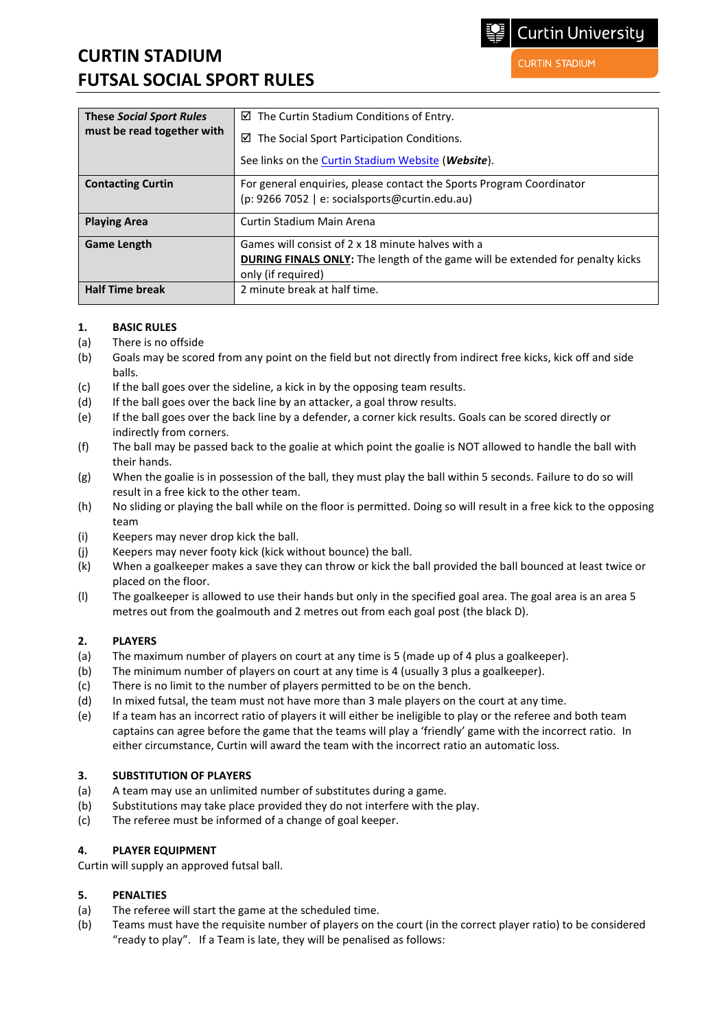# CURTIN STADIUM
# FUTSAL SOCIAL SPORT RULES

Curtin University

CURTIN STADIUM

| These *Social Sport Rules* must be read together with | ☑ The Curtin Stadium Conditions of Entry.<br>☑ The Social Sport Participation Conditions.<br>See links on the Curtin Stadium Website (***Website***). |
|---|---|
| **Contacting Curtin** | For general enquiries, please contact the Sports Program Coordinator (p: 9266 7052 \| e: socialsports@curtin.edu.au) |
| **Playing Area** | Curtin Stadium Main Arena |
| **Game Length** | Games will consist of 2 x 18 minute halves with a<br>**DURING FINALS ONLY**: The length of the game will be extended for penalty kicks only (if required) |
| **Half Time break** | 2 minute break at half time. |

## 1. BASIC RULES

(a) There is no offside

(b) Goals may be scored from any point on the field but not directly from indirect free kicks, kick off and side balls.

(c) If the ball goes over the sideline, a kick in by the opposing team results.

(d) If the ball goes over the back line by an attacker, a goal throw results.

(e) If the ball goes over the back line by a defender, a corner kick results. Goals can be scored directly or indirectly from corners.

(f) The ball may be passed back to the goalie at which point the goalie is NOT allowed to handle the ball with their hands.

(g) When the goalie is in possession of the ball, they must play the ball within 5 seconds. Failure to do so will result in a free kick to the other team.

(h) No sliding or playing the ball while on the floor is permitted. Doing so will result in a free kick to the opposing team

(i) Keepers may never drop kick the ball.

(j) Keepers may never footy kick (kick without bounce) the ball.

(k) When a goalkeeper makes a save they can throw or kick the ball provided the ball bounced at least twice or placed on the floor.

(l) The goalkeeper is allowed to use their hands but only in the specified goal area. The goal area is an area 5 metres out from the goalmouth and 2 metres out from each goal post (the black D).

## 2. PLAYERS

(a) The maximum number of players on court at any time is 5 (made up of 4 plus a goalkeeper).

(b) The minimum number of players on court at any time is 4 (usually 3 plus a goalkeeper).

(c) There is no limit to the number of players permitted to be on the bench.

(d) In mixed futsal, the team must not have more than 3 male players on the court at any time.

(e) If a team has an incorrect ratio of players it will either be ineligible to play or the referee and both team captains can agree before the game that the teams will play a 'friendly' game with the incorrect ratio. In either circumstance, Curtin will award the team with the incorrect ratio an automatic loss.

## 3. SUBSTITUTION OF PLAYERS

(a) A team may use an unlimited number of substitutes during a game.

(b) Substitutions may take place provided they do not interfere with the play.

(c) The referee must be informed of a change of goal keeper.

## 4. PLAYER EQUIPMENT

Curtin will supply an approved futsal ball.

## 5. PENALTIES

(a) The referee will start the game at the scheduled time.

(b) Teams must have the requisite number of players on the court (in the correct player ratio) to be considered "ready to play". If a Team is late, they will be penalised as follows: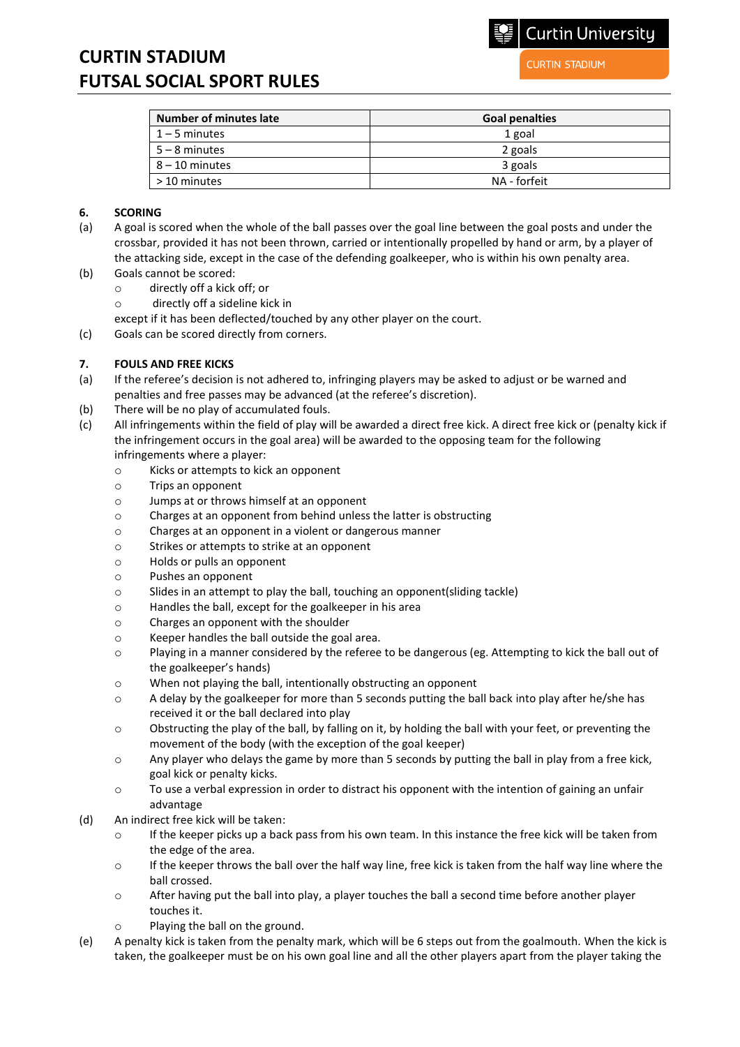| Number of minutes late | Goal penalties |
|---|---|
| 1 – 5 minutes | 1 goal |
| 5 – 8 minutes | 2 goals |
| 8 – 10 minutes | 3 goals |
| > 10 minutes | NA - forfeit |

## 6. SCORING

(a) A goal is scored when the whole of the ball passes over the goal line between the goal posts and under the crossbar, provided it has not been thrown, carried or intentionally propelled by hand or arm, by a player of the attacking side, except in the case of the defending goalkeeper, who is within his own penalty area.

(b) Goals cannot be scored:
- directly off a kick off; or
- directly off a sideline kick in

except if it has been deflected/touched by any other player on the court.

(c) Goals can be scored directly from corners.

## 7. FOULS AND FREE KICKS

(a) If the referee's decision is not adhered to, infringing players may be asked to adjust or be warned and penalties and free passes may be advanced (at the referee's discretion).

(b) There will be no play of accumulated fouls.

(c) All infringements within the field of play will be awarded a direct free kick. A direct free kick or (penalty kick if the infringement occurs in the goal area) will be awarded to the opposing team for the following infringements where a player:
- Kicks or attempts to kick an opponent
- Trips an opponent
- Jumps at or throws himself at an opponent
- Charges at an opponent from behind unless the latter is obstructing
- Charges at an opponent in a violent or dangerous manner
- Strikes or attempts to strike at an opponent
- Holds or pulls an opponent
- Pushes an opponent
- Slides in an attempt to play the ball, touching an opponent(sliding tackle)
- Handles the ball, except for the goalkeeper in his area
- Charges an opponent with the shoulder
- Keeper handles the ball outside the goal area.
- Playing in a manner considered by the referee to be dangerous (eg. Attempting to kick the ball out of the goalkeeper's hands)
- When not playing the ball, intentionally obstructing an opponent
- A delay by the goalkeeper for more than 5 seconds putting the ball back into play after he/she has received it or the ball declared into play
- Obstructing the play of the ball, by falling on it, by holding the ball with your feet, or preventing the movement of the body (with the exception of the goal keeper)
- Any player who delays the game by more than 5 seconds by putting the ball in play from a free kick, goal kick or penalty kicks.
- To use a verbal expression in order to distract his opponent with the intention of gaining an unfair advantage

(d) An indirect free kick will be taken:
- If the keeper picks up a back pass from his own team. In this instance the free kick will be taken from the edge of the area.
- If the keeper throws the ball over the half way line, free kick is taken from the half way line where the ball crossed.
- After having put the ball into play, a player touches the ball a second time before another player touches it.
- Playing the ball on the ground.

(e) A penalty kick is taken from the penalty mark, which will be 6 steps out from the goalmouth. When the kick is taken, the goalkeeper must be on his own goal line and all the other players apart from the player taking the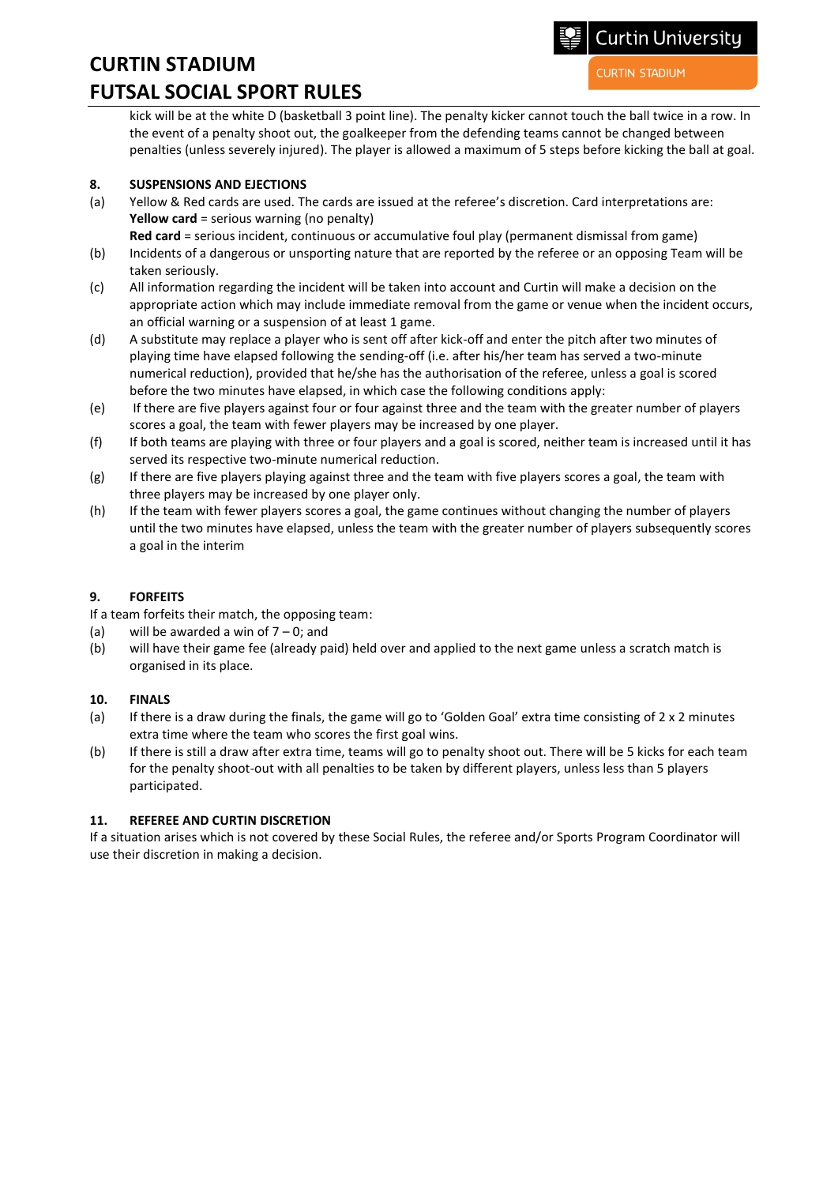kick will be at the white D (basketball 3 point line). The penalty kicker cannot touch the ball twice in a row. In the event of a penalty shoot out, the goalkeeper from the defending teams cannot be changed between penalties (unless severely injured). The player is allowed a maximum of 5 steps before kicking the ball at goal.

## 8. SUSPENSIONS AND EJECTIONS

(a) Yellow & Red cards are used. The cards are issued at the referee's discretion. Card interpretations are:
**Yellow card** = serious warning (no penalty)
**Red card** = serious incident, continuous or accumulative foul play (permanent dismissal from game)

(b) Incidents of a dangerous or unsporting nature that are reported by the referee or an opposing Team will be taken seriously.

(c) All information regarding the incident will be taken into account and Curtin will make a decision on the appropriate action which may include immediate removal from the game or venue when the incident occurs, an official warning or a suspension of at least 1 game.

(d) A substitute may replace a player who is sent off after kick-off and enter the pitch after two minutes of playing time have elapsed following the sending-off (i.e. after his/her team has served a two-minute numerical reduction), provided that he/she has the authorisation of the referee, unless a goal is scored before the two minutes have elapsed, in which case the following conditions apply:

(e) If there are five players against four or four against three and the team with the greater number of players scores a goal, the team with fewer players may be increased by one player.

(f) If both teams are playing with three or four players and a goal is scored, neither team is increased until it has served its respective two-minute numerical reduction.

(g) If there are five players playing against three and the team with five players scores a goal, the team with three players may be increased by one player only.

(h) If the team with fewer players scores a goal, the game continues without changing the number of players until the two minutes have elapsed, unless the team with the greater number of players subsequently scores a goal in the interim

## 9. FORFEITS

If a team forfeits their match, the opposing team:

(a) will be awarded a win of 7 – 0; and

(b) will have their game fee (already paid) held over and applied to the next game unless a scratch match is organised in its place.

## 10. FINALS

(a) If there is a draw during the finals, the game will go to 'Golden Goal' extra time consisting of 2 x 2 minutes extra time where the team who scores the first goal wins.

(b) If there is still a draw after extra time, teams will go to penalty shoot out. There will be 5 kicks for each team for the penalty shoot-out with all penalties to be taken by different players, unless less than 5 players participated.

## 11. REFEREE AND CURTIN DISCRETION

If a situation arises which is not covered by these Social Rules, the referee and/or Sports Program Coordinator will use their discretion in making a decision.